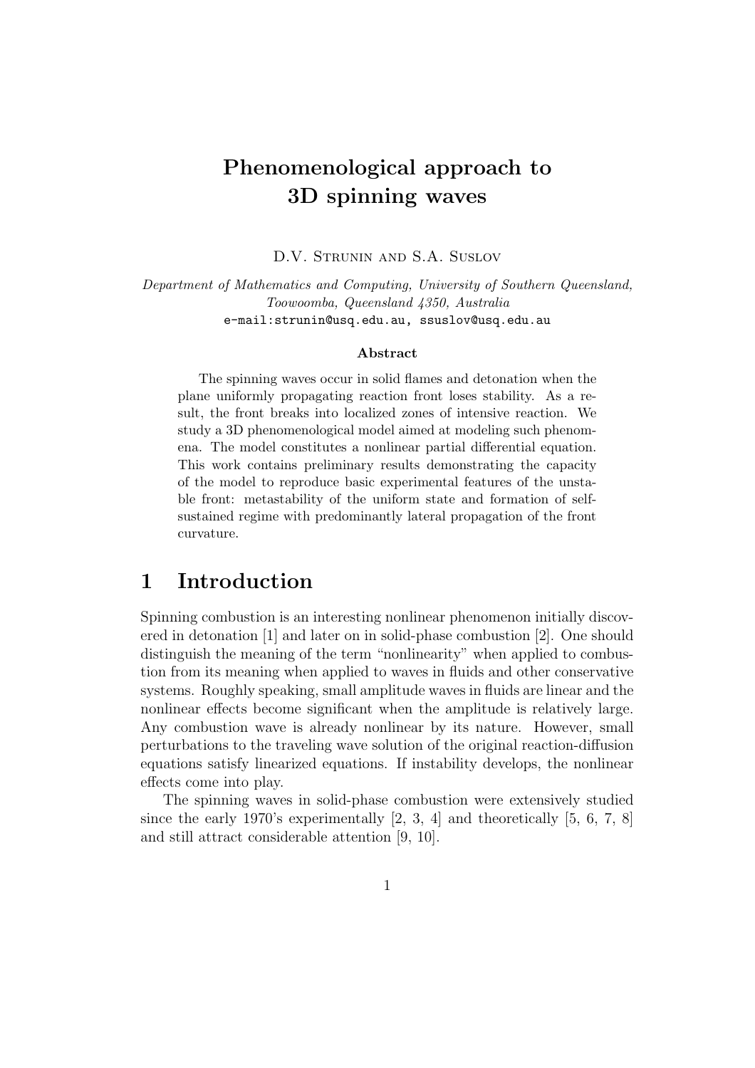# Phenomenological approach to 3D spinning waves

D.V. Strunin and S.A. Suslov

*Department of Mathematics and Computing, University of Southern Queensland, Toowoomba, Queensland 4350, Australia*
e-mail:strunin@usq.edu.au, ssuslov@usq.edu.au

### Abstract

The spinning waves occur in solid flames and detonation when the plane uniformly propagating reaction front loses stability. As a result, the front breaks into localized zones of intensive reaction. We study a 3D phenomenological model aimed at modeling such phenomena. The model constitutes a nonlinear partial differential equation. This work contains preliminary results demonstrating the capacity of the model to reproduce basic experimental features of the unstable front: metastability of the uniform state and formation of self-sustained regime with predominantly lateral propagation of the front curvature.

# 1 Introduction

Spinning combustion is an interesting nonlinear phenomenon initially discovered in detonation [1] and later on in solid-phase combustion [2]. One should distinguish the meaning of the term "nonlinearity" when applied to combustion from its meaning when applied to waves in fluids and other conservative systems. Roughly speaking, small amplitude waves in fluids are linear and the nonlinear effects become significant when the amplitude is relatively large. Any combustion wave is already nonlinear by its nature. However, small perturbations to the traveling wave solution of the original reaction-diffusion equations satisfy linearized equations. If instability develops, the nonlinear effects come into play.

The spinning waves in solid-phase combustion were extensively studied since the early 1970's experimentally [2, 3, 4] and theoretically [5, 6, 7, 8] and still attract considerable attention [9, 10].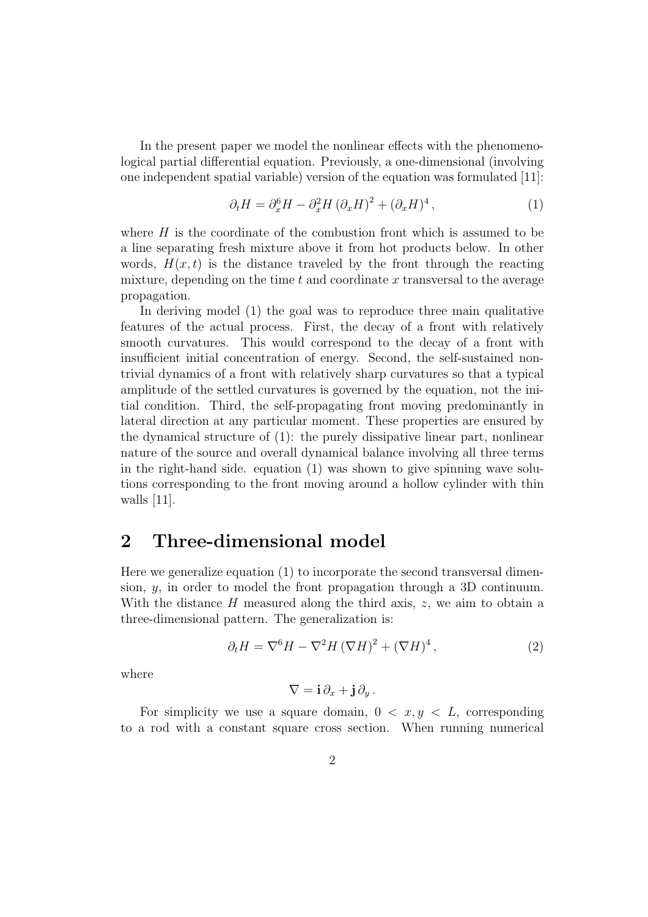In the present paper we model the nonlinear effects with the phenomenological partial differential equation. Previously, a one-dimensional (involving one independent spatial variable) version of the equation was formulated [11]:

$$\partial_t H = \partial_x^6 H - \partial_x^2 H \left(\partial_x H\right)^2 + \left(\partial_x H\right)^4 , \tag{1}$$

where $H$ is the coordinate of the combustion front which is assumed to be a line separating fresh mixture above it from hot products below. In other words, $H(x, t)$ is the distance traveled by the front through the reacting mixture, depending on the time $t$ and coordinate $x$ transversal to the average propagation.

In deriving model (1) the goal was to reproduce three main qualitative features of the actual process. First, the decay of a front with relatively smooth curvatures. This would correspond to the decay of a front with insufficient initial concentration of energy. Second, the self-sustained nontrivial dynamics of a front with relatively sharp curvatures so that a typical amplitude of the settled curvatures is governed by the equation, not the initial condition. Third, the self-propagating front moving predominantly in lateral direction at any particular moment. These properties are ensured by the dynamical structure of (1): the purely dissipative linear part, nonlinear nature of the source and overall dynamical balance involving all three terms in the right-hand side. equation (1) was shown to give spinning wave solutions corresponding to the front moving around a hollow cylinder with thin walls [11].

## 2 Three-dimensional model

Here we generalize equation (1) to incorporate the second transversal dimension, $y$, in order to model the front propagation through a 3D continuum. With the distance $H$ measured along the third axis, $z$, we aim to obtain a three-dimensional pattern. The generalization is:

$$\partial_t H = \nabla^6 H - \nabla^2 H \left(\nabla H\right)^2 + \left(\nabla H\right)^4 , \tag{2}$$

where

$$\nabla = \mathbf{i}\, \partial_x + \mathbf{j}\, \partial_y \, .$$

For simplicity we use a square domain, $0 < x, y < L$, corresponding to a rod with a constant square cross section. When running numerical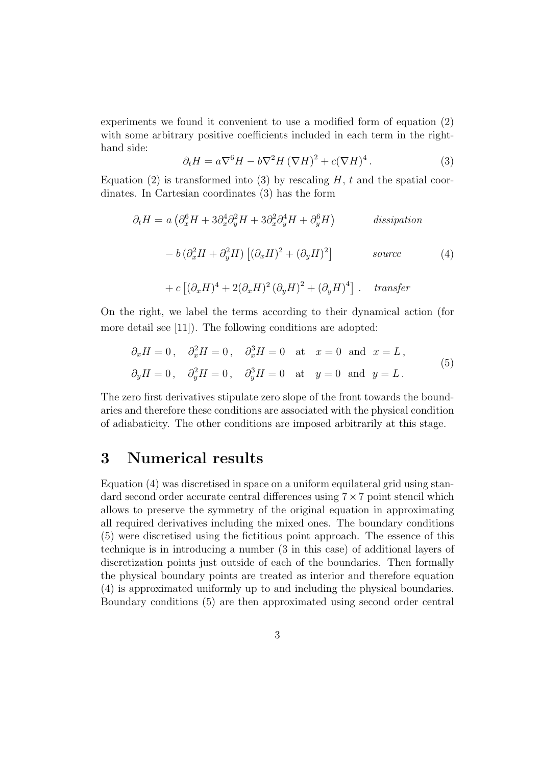experiments we found it convenient to use a modified form of equation (2) with some arbitrary positive coefficients included in each term in the right-hand side:

$$\partial_t H = a\nabla^6 H - b\nabla^2 H \left(\nabla H\right)^2 + c(\nabla H)^4 \,. \tag{3}$$

Equation (2) is transformed into (3) by rescaling $H$, $t$ and the spatial coordinates. In Cartesian coordinates (3) has the form

$$\begin{aligned}
\partial_t H = {} & a\left(\partial_x^6 H + 3\partial_x^4\partial_y^2 H + 3\partial_x^2\partial_y^4 H + \partial_y^6 H\right) && \textit{dissipation} \\
& - b\left(\partial_x^2 H + \partial_y^2 H\right)\left[(\partial_x H)^2 + (\partial_y H)^2\right] && \textit{source} \\
& + c\left[(\partial_x H)^4 + 2(\partial_x H)^2\left(\partial_y H\right)^2 + (\partial_y H)^4\right] \,. && \textit{transfer}
\end{aligned} \tag{4}$$

On the right, we label the terms according to their dynamical action (for more detail see [11]). The following conditions are adopted:

$$\begin{aligned}
&\partial_x H = 0 \,, \quad \partial_x^2 H = 0 \,, \quad \partial_x^3 H = 0 \quad \text{at} \quad x = 0 \;\; \text{and} \;\; x = L \,, \\
&\partial_y H = 0 \,, \quad \partial_y^2 H = 0 \,, \quad \partial_y^3 H = 0 \quad \text{at} \quad y = 0 \;\; \text{and} \;\; y = L \,.
\end{aligned} \tag{5}$$

The zero first derivatives stipulate zero slope of the front towards the boundaries and therefore these conditions are associated with the physical condition of adiabaticity. The other conditions are imposed arbitrarily at this stage.

## 3 Numerical results

Equation (4) was discretised in space on a uniform equilateral grid using standard second order accurate central differences using $7 \times 7$ point stencil which allows to preserve the symmetry of the original equation in approximating all required derivatives including the mixed ones. The boundary conditions (5) were discretised using the fictitious point approach. The essence of this technique is in introducing a number (3 in this case) of additional layers of discretization points just outside of each of the boundaries. Then formally the physical boundary points are treated as interior and therefore equation (4) is approximated uniformly up to and including the physical boundaries. Boundary conditions (5) are then approximated using second order central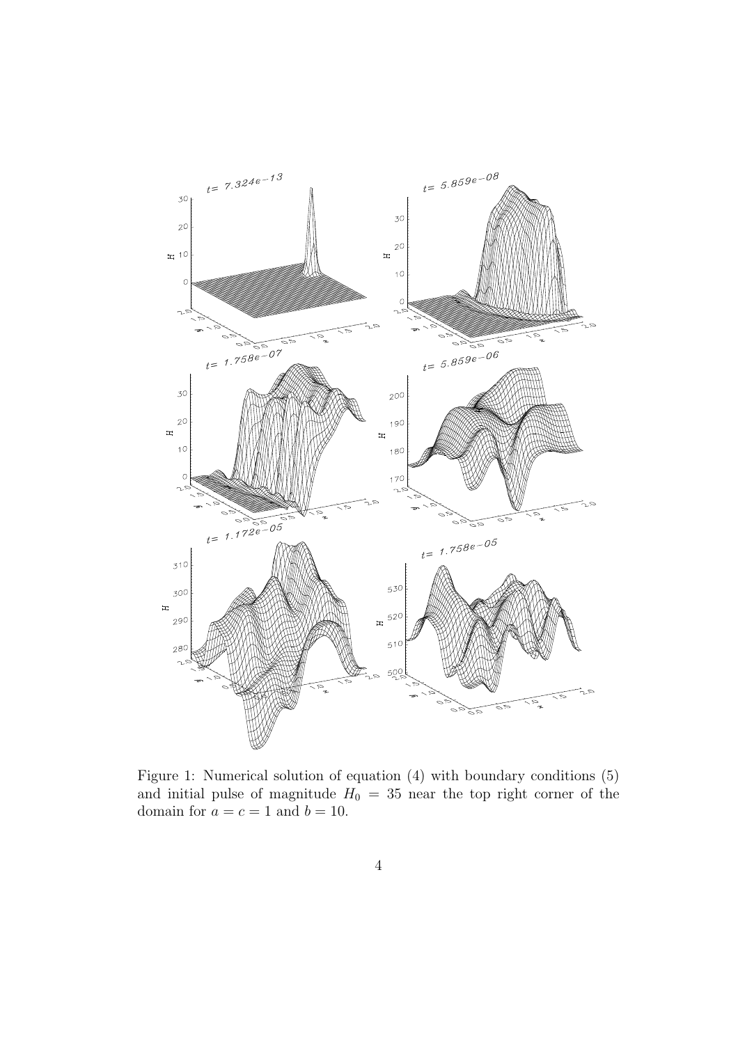Figure 1: Numerical solution of equation (4) with boundary conditions (5) and initial pulse of magnitude $H_0 = 35$ near the top right corner of the domain for $a = c = 1$ and $b = 10$.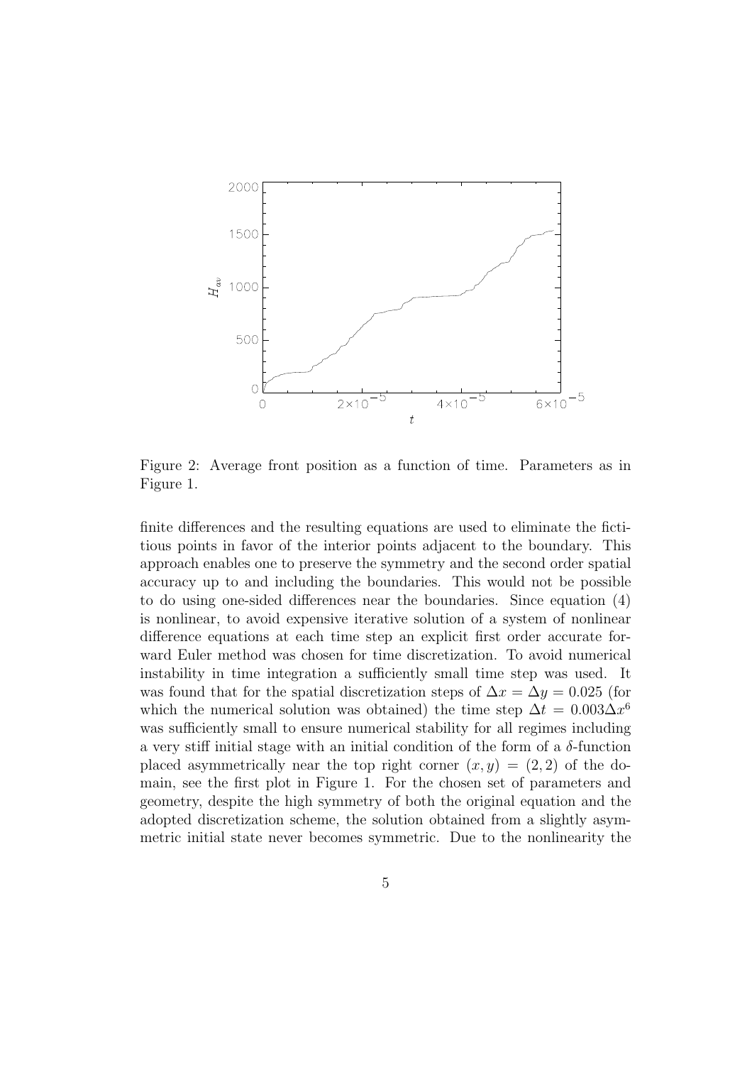Figure 2: Average front position as a function of time. Parameters as in Figure 1.

finite differences and the resulting equations are used to eliminate the fictitious points in favor of the interior points adjacent to the boundary. This approach enables one to preserve the symmetry and the second order spatial accuracy up to and including the boundaries. This would not be possible to do using one-sided differences near the boundaries. Since equation (4) is nonlinear, to avoid expensive iterative solution of a system of nonlinear difference equations at each time step an explicit first order accurate forward Euler method was chosen for time discretization. To avoid numerical instability in time integration a sufficiently small time step was used. It was found that for the spatial discretization steps of $\Delta x = \Delta y = 0.025$ (for which the numerical solution was obtained) the time step $\Delta t = 0.003\Delta x^6$ was sufficiently small to ensure numerical stability for all regimes including a very stiff initial stage with an initial condition of the form of a $\delta$-function placed asymmetrically near the top right corner $(x, y) = (2, 2)$ of the domain, see the first plot in Figure 1. For the chosen set of parameters and geometry, despite the high symmetry of both the original equation and the adopted discretization scheme, the solution obtained from a slightly asymmetric initial state never becomes symmetric. Due to the nonlinearity the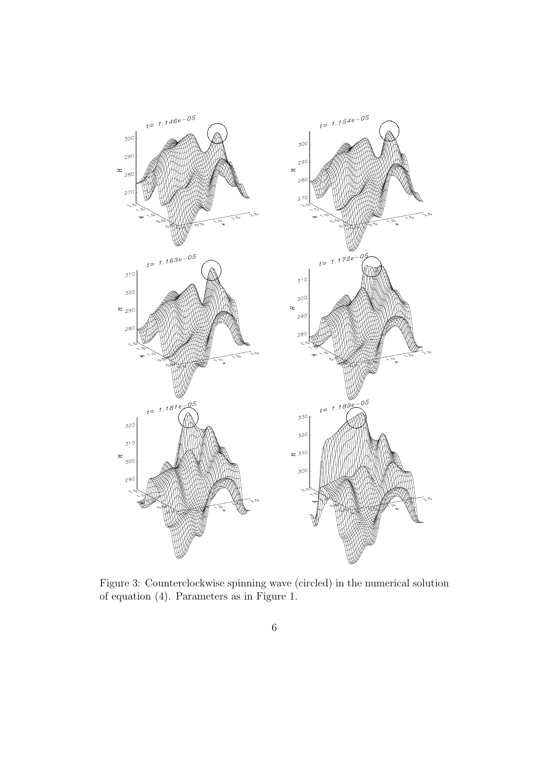Figure 3: Counterclockwise spinning wave (circled) in the numerical solution of equation (4). Parameters as in Figure 1.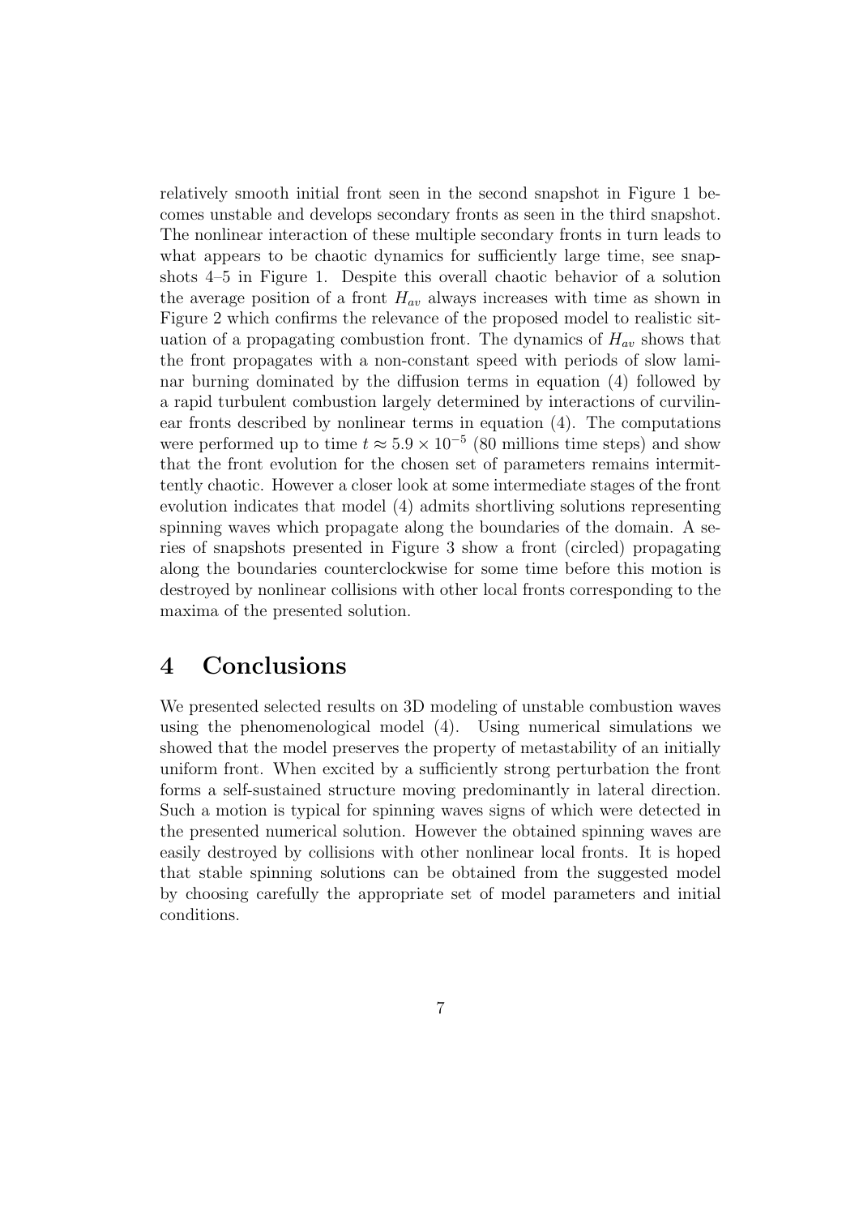relatively smooth initial front seen in the second snapshot in Figure 1 becomes unstable and develops secondary fronts as seen in the third snapshot. The nonlinear interaction of these multiple secondary fronts in turn leads to what appears to be chaotic dynamics for sufficiently large time, see snapshots 4–5 in Figure 1. Despite this overall chaotic behavior of a solution the average position of a front $H_{av}$ always increases with time as shown in Figure 2 which confirms the relevance of the proposed model to realistic situation of a propagating combustion front. The dynamics of $H_{av}$ shows that the front propagates with a non-constant speed with periods of slow laminar burning dominated by the diffusion terms in equation (4) followed by a rapid turbulent combustion largely determined by interactions of curvilinear fronts described by nonlinear terms in equation (4). The computations were performed up to time $t \approx 5.9 \times 10^{-5}$ (80 millions time steps) and show that the front evolution for the chosen set of parameters remains intermittently chaotic. However a closer look at some intermediate stages of the front evolution indicates that model (4) admits shortliving solutions representing spinning waves which propagate along the boundaries of the domain. A series of snapshots presented in Figure 3 show a front (circled) propagating along the boundaries counterclockwise for some time before this motion is destroyed by nonlinear collisions with other local fronts corresponding to the maxima of the presented solution.

# 4 Conclusions

We presented selected results on 3D modeling of unstable combustion waves using the phenomenological model (4). Using numerical simulations we showed that the model preserves the property of metastability of an initially uniform front. When excited by a sufficiently strong perturbation the front forms a self-sustained structure moving predominantly in lateral direction. Such a motion is typical for spinning waves signs of which were detected in the presented numerical solution. However the obtained spinning waves are easily destroyed by collisions with other nonlinear local fronts. It is hoped that stable spinning solutions can be obtained from the suggested model by choosing carefully the appropriate set of model parameters and initial conditions.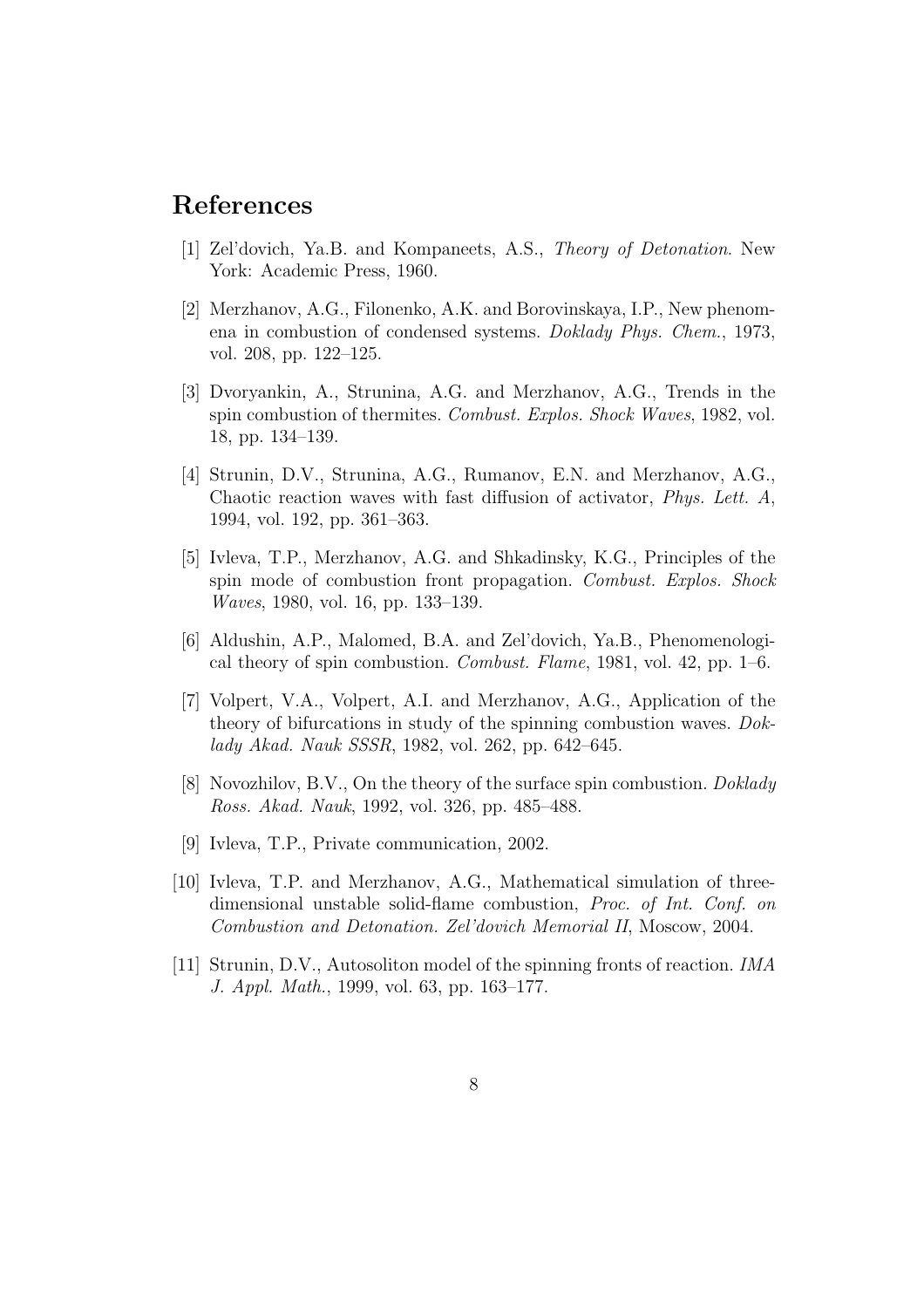## References

[1] Zel'dovich, Ya.B. and Kompaneets, A.S., *Theory of Detonation*. New York: Academic Press, 1960.

[2] Merzhanov, A.G., Filonenko, A.K. and Borovinskaya, I.P., New phenomena in combustion of condensed systems. *Doklady Phys. Chem.*, 1973, vol. 208, pp. 122–125.

[3] Dvoryankin, A., Strunina, A.G. and Merzhanov, A.G., Trends in the spin combustion of thermites. *Combust. Explos. Shock Waves*, 1982, vol. 18, pp. 134–139.

[4] Strunin, D.V., Strunina, A.G., Rumanov, E.N. and Merzhanov, A.G., Chaotic reaction waves with fast diffusion of activator, *Phys. Lett. A*, 1994, vol. 192, pp. 361–363.

[5] Ivleva, T.P., Merzhanov, A.G. and Shkadinsky, K.G., Principles of the spin mode of combustion front propagation. *Combust. Explos. Shock Waves*, 1980, vol. 16, pp. 133–139.

[6] Aldushin, A.P., Malomed, B.A. and Zel'dovich, Ya.B., Phenomenological theory of spin combustion. *Combust. Flame*, 1981, vol. 42, pp. 1–6.

[7] Volpert, V.A., Volpert, A.I. and Merzhanov, A.G., Application of the theory of bifurcations in study of the spinning combustion waves. *Doklady Akad. Nauk SSSR*, 1982, vol. 262, pp. 642–645.

[8] Novozhilov, B.V., On the theory of the surface spin combustion. *Doklady Ross. Akad. Nauk*, 1992, vol. 326, pp. 485–488.

[9] Ivleva, T.P., Private communication, 2002.

[10] Ivleva, T.P. and Merzhanov, A.G., Mathematical simulation of three-dimensional unstable solid-flame combustion, *Proc. of Int. Conf. on Combustion and Detonation. Zel'dovich Memorial II*, Moscow, 2004.

[11] Strunin, D.V., Autosoliton model of the spinning fronts of reaction. *IMA J. Appl. Math.*, 1999, vol. 63, pp. 163–177.